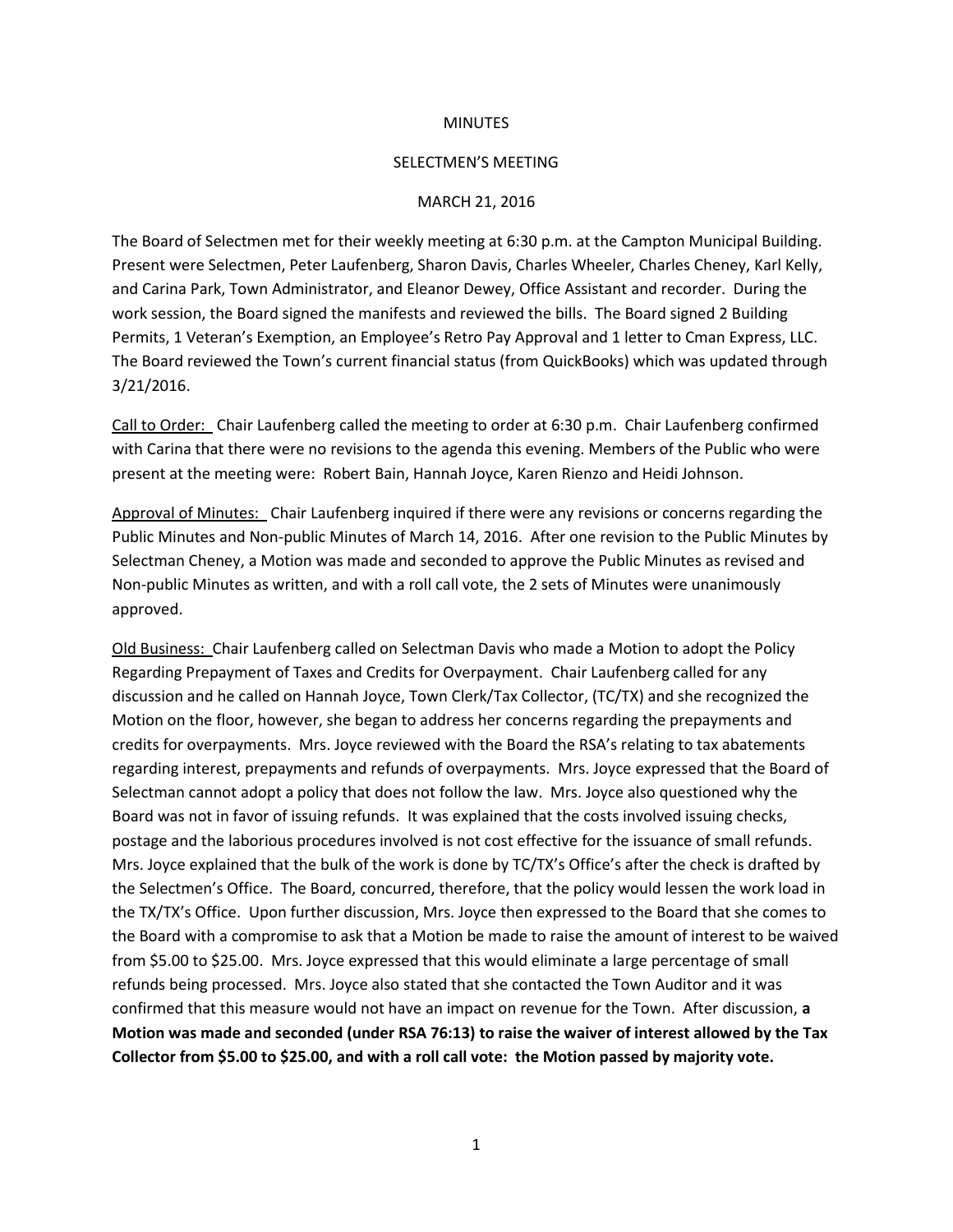MINUTES

SELECTMEN'S MEETING

MARCH 21, 2016

The Board of Selectmen met for their weekly meeting at 6:30 p.m. at the Campton Municipal Building. Present were Selectmen, Peter Laufenberg, Sharon Davis, Charles Wheeler, Charles Cheney, Karl Kelly, and Carina Park, Town Administrator, and Eleanor Dewey, Office Assistant and recorder. During the work session, the Board signed the manifests and reviewed the bills. The Board signed 2 Building Permits, 1 Veteran's Exemption, an Employee's Retro Pay Approval and 1 letter to Cman Express, LLC. The Board reviewed the Town's current financial status (from QuickBooks) which was updated through 3/21/2016.

Call to Order: Chair Laufenberg called the meeting to order at 6:30 p.m. Chair Laufenberg confirmed with Carina that there were no revisions to the agenda this evening. Members of the Public who were present at the meeting were: Robert Bain, Hannah Joyce, Karen Rienzo and Heidi Johnson.

Approval of Minutes: Chair Laufenberg inquired if there were any revisions or concerns regarding the Public Minutes and Non-public Minutes of March 14, 2016. After one revision to the Public Minutes by Selectman Cheney, a Motion was made and seconded to approve the Public Minutes as revised and Non-public Minutes as written, and with a roll call vote, the 2 sets of Minutes were unanimously approved.

Old Business: Chair Laufenberg called on Selectman Davis who made a Motion to adopt the Policy Regarding Prepayment of Taxes and Credits for Overpayment. Chair Laufenberg called for any discussion and he called on Hannah Joyce, Town Clerk/Tax Collector, (TC/TX) and she recognized the Motion on the floor, however, she began to address her concerns regarding the prepayments and credits for overpayments. Mrs. Joyce reviewed with the Board the RSA's relating to tax abatements regarding interest, prepayments and refunds of overpayments. Mrs. Joyce expressed that the Board of Selectman cannot adopt a policy that does not follow the law. Mrs. Joyce also questioned why the Board was not in favor of issuing refunds. It was explained that the costs involved issuing checks, postage and the laborious procedures involved is not cost effective for the issuance of small refunds. Mrs. Joyce explained that the bulk of the work is done by TC/TX's Office's after the check is drafted by the Selectmen's Office. The Board, concurred, therefore, that the policy would lessen the work load in the TX/TX's Office. Upon further discussion, Mrs. Joyce then expressed to the Board that she comes to the Board with a compromise to ask that a Motion be made to raise the amount of interest to be waived from $5.00 to $25.00. Mrs. Joyce expressed that this would eliminate a large percentage of small refunds being processed. Mrs. Joyce also stated that she contacted the Town Auditor and it was confirmed that this measure would not have an impact on revenue for the Town. After discussion, **a Motion was made and seconded (under RSA 76:13) to raise the waiver of interest allowed by the Tax Collector from $5.00 to $25.00, and with a roll call vote: the Motion passed by majority vote.**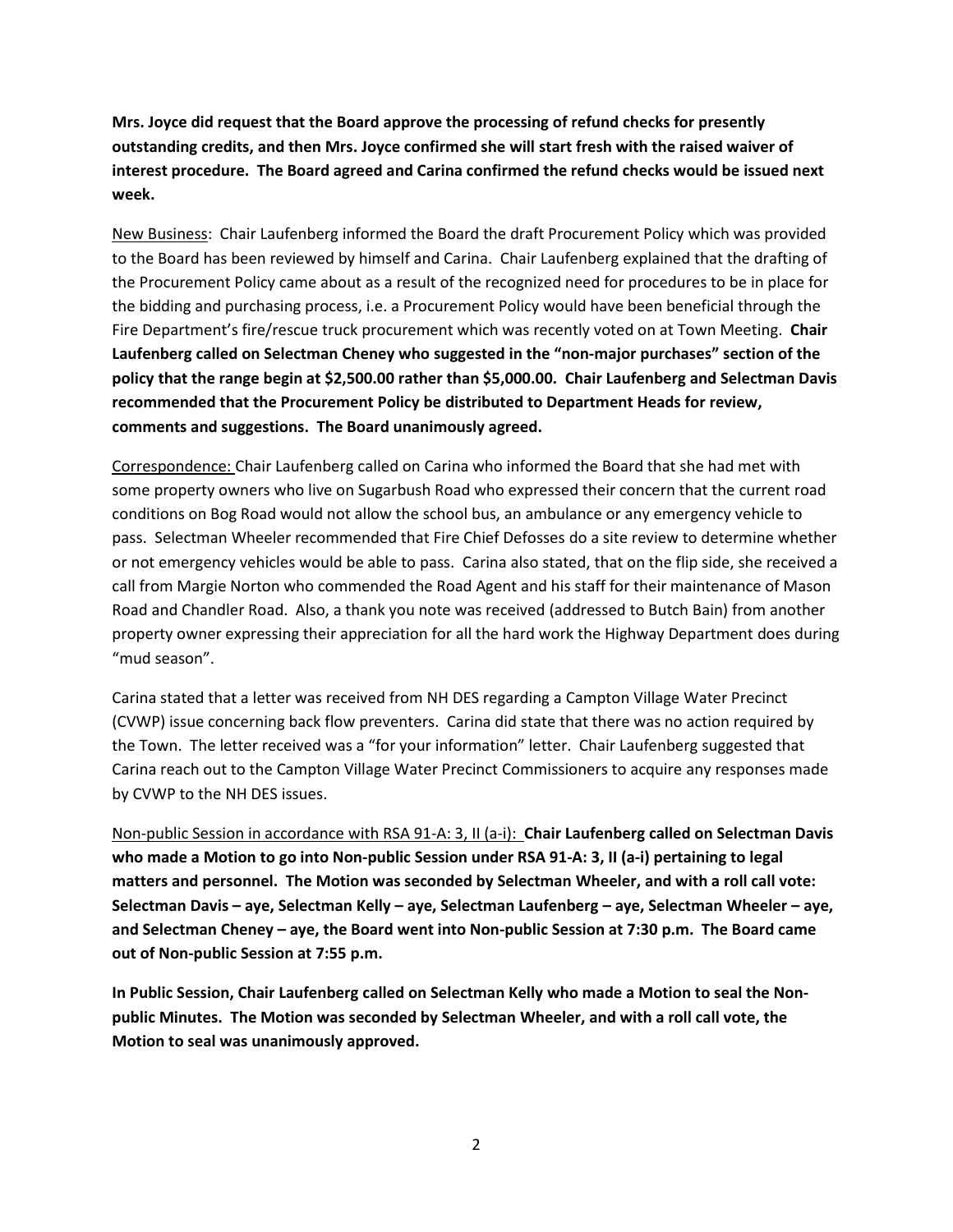**Mrs. Joyce did request that the Board approve the processing of refund checks for presently outstanding credits, and then Mrs. Joyce confirmed she will start fresh with the raised waiver of interest procedure. The Board agreed and Carina confirmed the refund checks would be issued next week.**

<u>New Business</u>: Chair Laufenberg informed the Board the draft Procurement Policy which was provided to the Board has been reviewed by himself and Carina. Chair Laufenberg explained that the drafting of the Procurement Policy came about as a result of the recognized need for procedures to be in place for the bidding and purchasing process, i.e. a Procurement Policy would have been beneficial through the Fire Department's fire/rescue truck procurement which was recently voted on at Town Meeting. **Chair Laufenberg called on Selectman Cheney who suggested in the "non-major purchases" section of the policy that the range begin at $2,500.00 rather than $5,000.00. Chair Laufenberg and Selectman Davis recommended that the Procurement Policy be distributed to Department Heads for review, comments and suggestions. The Board unanimously agreed.**

<u>Correspondence:</u> Chair Laufenberg called on Carina who informed the Board that she had met with some property owners who live on Sugarbush Road who expressed their concern that the current road conditions on Bog Road would not allow the school bus, an ambulance or any emergency vehicle to pass. Selectman Wheeler recommended that Fire Chief Defosses do a site review to determine whether or not emergency vehicles would be able to pass. Carina also stated, that on the flip side, she received a call from Margie Norton who commended the Road Agent and his staff for their maintenance of Mason Road and Chandler Road. Also, a thank you note was received (addressed to Butch Bain) from another property owner expressing their appreciation for all the hard work the Highway Department does during "mud season".

Carina stated that a letter was received from NH DES regarding a Campton Village Water Precinct (CVWP) issue concerning back flow preventers. Carina did state that there was no action required by the Town. The letter received was a "for your information" letter. Chair Laufenberg suggested that Carina reach out to the Campton Village Water Precinct Commissioners to acquire any responses made by CVWP to the NH DES issues.

<u>Non-public Session in accordance with RSA 91-A: 3, II (a-i):</u> **Chair Laufenberg called on Selectman Davis who made a Motion to go into Non-public Session under RSA 91-A: 3, II (a-i) pertaining to legal matters and personnel. The Motion was seconded by Selectman Wheeler, and with a roll call vote: Selectman Davis – aye, Selectman Kelly – aye, Selectman Laufenberg – aye, Selectman Wheeler – aye, and Selectman Cheney – aye, the Board went into Non-public Session at 7:30 p.m. The Board came out of Non-public Session at 7:55 p.m.**

**In Public Session, Chair Laufenberg called on Selectman Kelly who made a Motion to seal the Non-public Minutes. The Motion was seconded by Selectman Wheeler, and with a roll call vote, the Motion to seal was unanimously approved.**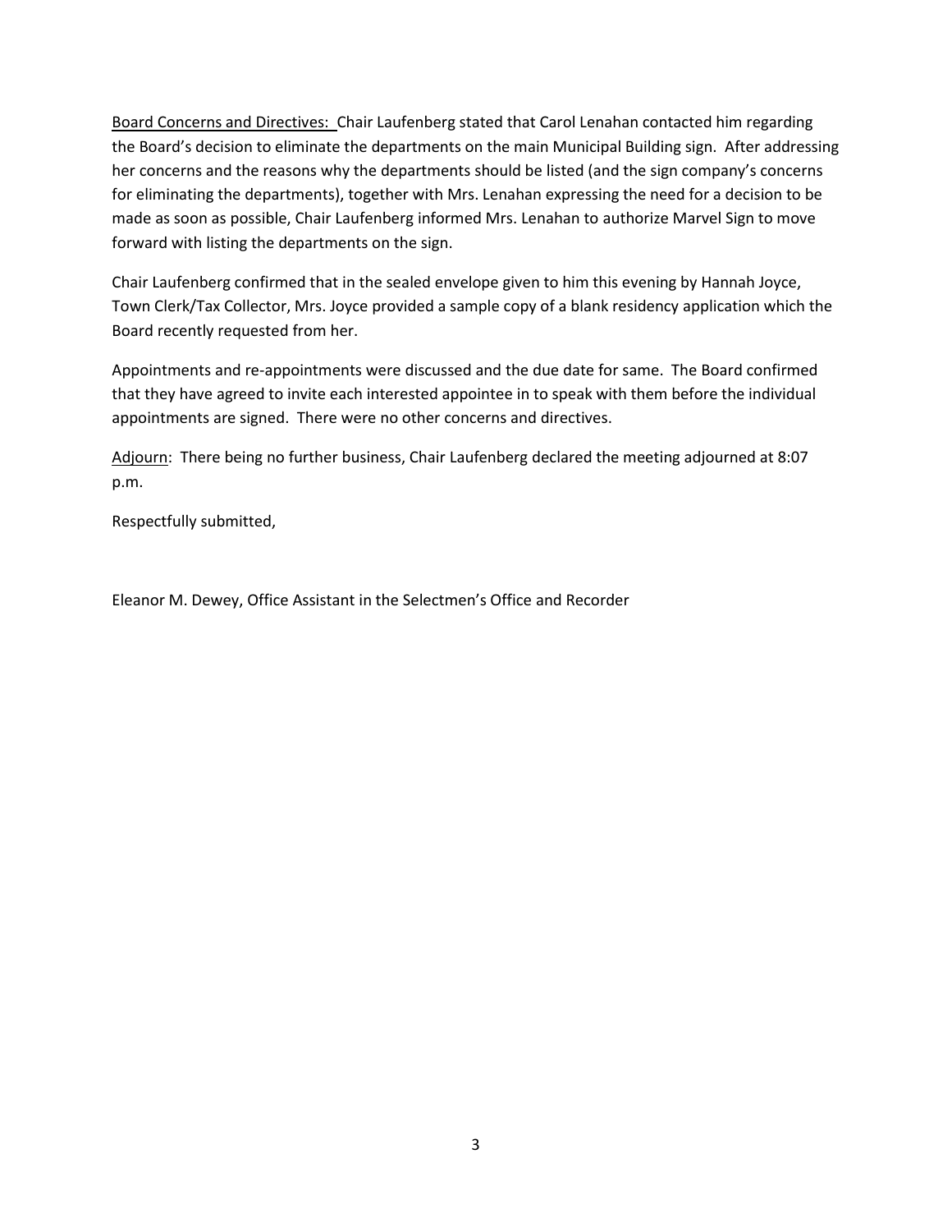Board Concerns and Directives: Chair Laufenberg stated that Carol Lenahan contacted him regarding the Board's decision to eliminate the departments on the main Municipal Building sign. After addressing her concerns and the reasons why the departments should be listed (and the sign company's concerns for eliminating the departments), together with Mrs. Lenahan expressing the need for a decision to be made as soon as possible, Chair Laufenberg informed Mrs. Lenahan to authorize Marvel Sign to move forward with listing the departments on the sign.

Chair Laufenberg confirmed that in the sealed envelope given to him this evening by Hannah Joyce, Town Clerk/Tax Collector, Mrs. Joyce provided a sample copy of a blank residency application which the Board recently requested from her.

Appointments and re-appointments were discussed and the due date for same. The Board confirmed that they have agreed to invite each interested appointee in to speak with them before the individual appointments are signed. There were no other concerns and directives.

Adjourn: There being no further business, Chair Laufenberg declared the meeting adjourned at 8:07 p.m.

Respectfully submitted,

Eleanor M. Dewey, Office Assistant in the Selectmen's Office and Recorder